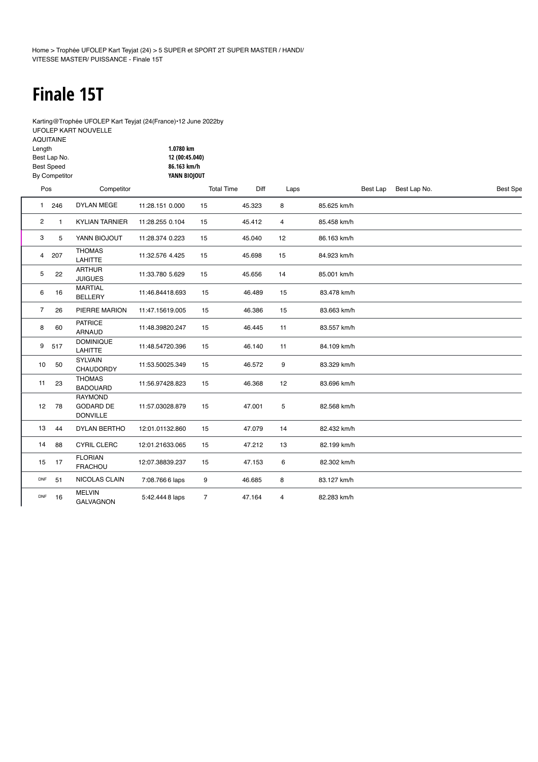Home > Trophée UFOLEP Kart Teyjat (24) > 5 SUPER et SPORT 2T SUPER MASTER / HANDI/ VITESSE MASTER/ PUISSANCE - Finale 15T

# Finale 15T

Karting@Trophée UFOLEP Kart Teyjat (24(France)•12 June 2022by UFOLEP KART NOUVELLE AQUITAINE

| | |
|---|---|
| Length | **1.0780 km** |
| Best Lap No. | **12 (00:45.040)** |
| Best Speed | **86.163 km/h** |
| By Competitor | **YANN BIOJOUT** |

| Pos | | Competitor | Total Time | Diff | Laps | Best Lap | Best Lap No. | Best Spe |
|---|---|---|---|---|---|---|---|---|
| 1 | 246 | DYLAN MEGE | 11:28.151 | 0.000 | 15 | 45.323 | 8 | 85.625 km/h |
| 2 | 1 | KYLIAN TARNIER | 11:28.255 | 0.104 | 15 | 45.412 | 4 | 85.458 km/h |
| 3 | 5 | YANN BIOJOUT | 11:28.374 | 0.223 | 15 | 45.040 | 12 | 86.163 km/h |
| 4 | 207 | THOMAS LAHITTE | 11:32.576 | 4.425 | 15 | 45.698 | 15 | 84.923 km/h |
| 5 | 22 | ARTHUR JUIGUES | 11:33.780 | 5.629 | 15 | 45.656 | 14 | 85.001 km/h |
| 6 | 16 | MARTIAL BELLERY | 11:46.844 | 18.693 | 15 | 46.489 | 15 | 83.478 km/h |
| 7 | 26 | PIERRE MARION | 11:47.156 | 19.005 | 15 | 46.386 | 15 | 83.663 km/h |
| 8 | 60 | PATRICE ARNAUD | 11:48.398 | 20.247 | 15 | 46.445 | 11 | 83.557 km/h |
| 9 | 517 | DOMINIQUE LAHITTE | 11:48.547 | 20.396 | 15 | 46.140 | 11 | 84.109 km/h |
| 10 | 50 | SYLVAIN CHAUDORDY | 11:53.500 | 25.349 | 15 | 46.572 | 9 | 83.329 km/h |
| 11 | 23 | THOMAS BADOUARD | 11:56.974 | 28.823 | 15 | 46.368 | 12 | 83.696 km/h |
| 12 | 78 | RAYMOND GODARD DE DONVILLE | 11:57.030 | 28.879 | 15 | 47.001 | 5 | 82.568 km/h |
| 13 | 44 | DYLAN BERTHO | 12:01.011 | 32.860 | 15 | 47.079 | 14 | 82.432 km/h |
| 14 | 88 | CYRIL CLERC | 12:01.216 | 33.065 | 15 | 47.212 | 13 | 82.199 km/h |
| 15 | 17 | FLORIAN FRACHOU | 12:07.388 | 39.237 | 15 | 47.153 | 6 | 82.302 km/h |
| DNF | 51 | NICOLAS CLAIN | 7:08.766 | 6 laps | 9 | 46.685 | 8 | 83.127 km/h |
| DNF | 16 | MELVIN GALVAGNON | 5:42.444 | 8 laps | 7 | 47.164 | 4 | 82.283 km/h |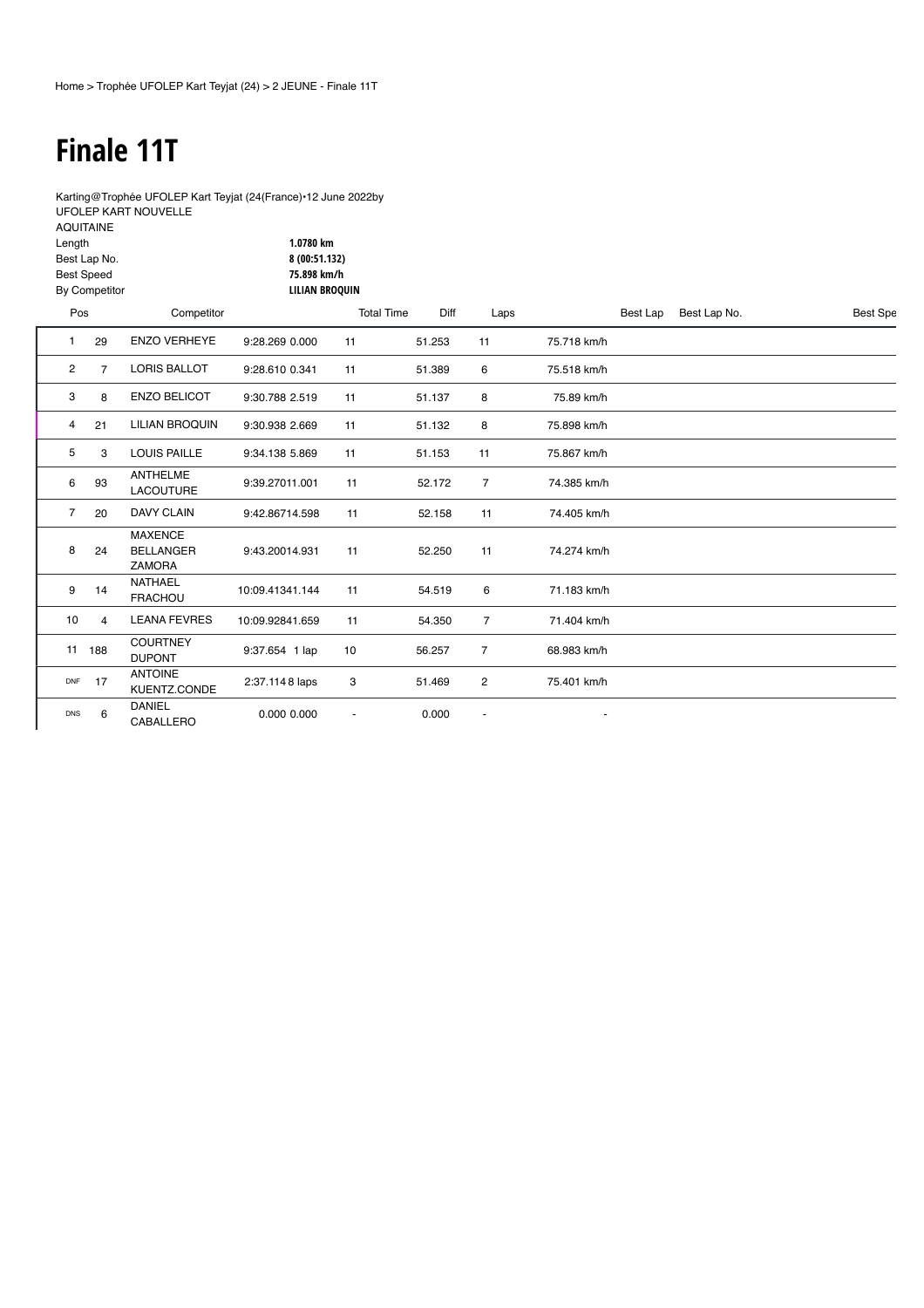Home > Trophée UFOLEP Kart Teyjat (24) > 2 JEUNE - Finale 11T

# Finale 11T

Karting@Trophée UFOLEP Kart Teyjat (24(France)•12 June 2022by UFOLEP KART NOUVELLE AQUITAINE

| | |
|---|---|
| Length | **1.0780 km** |
| Best Lap No. | **8 (00:51.132)** |
| Best Speed | **75.898 km/h** |
| By Competitor | **LILIAN BROQUIN** |

| Pos | | Competitor | Total Time | Diff | Laps | Best Lap | Best Lap No. | Best Spe |
|---|---|---|---|---|---|---|---|---|
| 1 | 29 | ENZO VERHEYE | 9:28.269 | 0.000 | 11 | 51.253 | 11 | 75.718 km/h |
| 2 | 7 | LORIS BALLOT | 9:28.610 | 0.341 | 11 | 51.389 | 6 | 75.518 km/h |
| 3 | 8 | ENZO BELICOT | 9:30.788 | 2.519 | 11 | 51.137 | 8 | 75.89 km/h |
| 4 | 21 | LILIAN BROQUIN | 9:30.938 | 2.669 | 11 | 51.132 | 8 | 75.898 km/h |
| 5 | 3 | LOUIS PAILLE | 9:34.138 | 5.869 | 11 | 51.153 | 11 | 75.867 km/h |
| 6 | 93 | ANTHELME LACOUTURE | 9:39.270 | 11.001 | 11 | 52.172 | 7 | 74.385 km/h |
| 7 | 20 | DAVY CLAIN | 9:42.867 | 14.598 | 11 | 52.158 | 11 | 74.405 km/h |
| 8 | 24 | MAXENCE BELLANGER ZAMORA | 9:43.200 | 14.931 | 11 | 52.250 | 11 | 74.274 km/h |
| 9 | 14 | NATHAEL FRACHOU | 10:09.413 | 41.144 | 11 | 54.519 | 6 | 71.183 km/h |
| 10 | 4 | LEANA FEVRES | 10:09.928 | 41.659 | 11 | 54.350 | 7 | 71.404 km/h |
| 11 | 188 | COURTNEY DUPONT | 9:37.654 | 1 lap | 10 | 56.257 | 7 | 68.983 km/h |
| DNF | 17 | ANTOINE KUENTZ.CONDE | 2:37.114 | 8 laps | 3 | 51.469 | 2 | 75.401 km/h |
| DNS | 6 | DANIEL CABALLERO | 0.000 | 0.000 | - | 0.000 | - | - |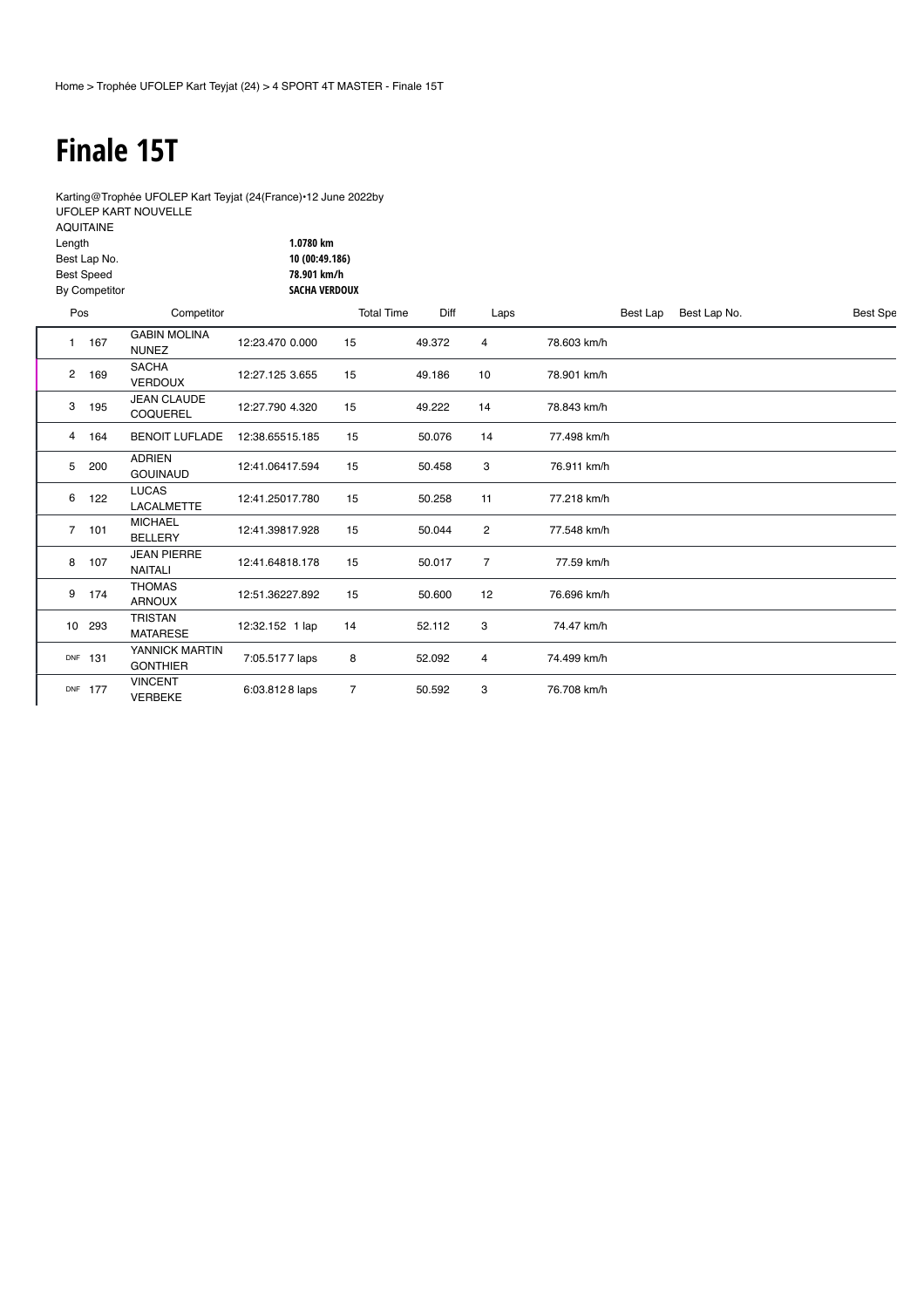Home > Trophée UFOLEP Kart Teyjat (24) > 4 SPORT 4T MASTER - Finale 15T

# Finale 15T

Karting@Trophée UFOLEP Kart Teyjat (24(France)•12 June 2022by
UFOLEP KART NOUVELLE
AQUITAINE

| | |
|---|---|
| Length | **1.0780 km** |
| Best Lap No. | **10 (00:49.186)** |
| Best Speed | **78.901 km/h** |
| By Competitor | **SACHA VERDOUX** |

| Pos | | Competitor | Total Time | Diff | Laps | Best Lap | Best Lap No. | Best Spe |
|---|---|---|---|---|---|---|---|---|
| 1 | 167 | GABIN MOLINA NUNEZ | 12:23.470 | 0.000 | 15 | 49.372 | 4 | 78.603 km/h |
| 2 | 169 | SACHA VERDOUX | 12:27.125 | 3.655 | 15 | 49.186 | 10 | 78.901 km/h |
| 3 | 195 | JEAN CLAUDE COQUEREL | 12:27.790 | 4.320 | 15 | 49.222 | 14 | 78.843 km/h |
| 4 | 164 | BENOIT LUFLADE | 12:38.655 | 15.185 | 15 | 50.076 | 14 | 77.498 km/h |
| 5 | 200 | ADRIEN GOUINAUD | 12:41.064 | 17.594 | 15 | 50.458 | 3 | 76.911 km/h |
| 6 | 122 | LUCAS LACALMETTE | 12:41.250 | 17.780 | 15 | 50.258 | 11 | 77.218 km/h |
| 7 | 101 | MICHAEL BELLERY | 12:41.398 | 17.928 | 15 | 50.044 | 2 | 77.548 km/h |
| 8 | 107 | JEAN PIERRE NAITALI | 12:41.648 | 18.178 | 15 | 50.017 | 7 | 77.59 km/h |
| 9 | 174 | THOMAS ARNOUX | 12:51.362 | 27.892 | 15 | 50.600 | 12 | 76.696 km/h |
| 10 | 293 | TRISTAN MATARESE | 12:32.152 | 1 lap | 14 | 52.112 | 3 | 74.47 km/h |
| DNF | 131 | YANNICK MARTIN GONTHIER | 7:05.517 | 7 laps | 8 | 52.092 | 4 | 74.499 km/h |
| DNF | 177 | VINCENT VERBEKE | 6:03.812 | 8 laps | 7 | 50.592 | 3 | 76.708 km/h |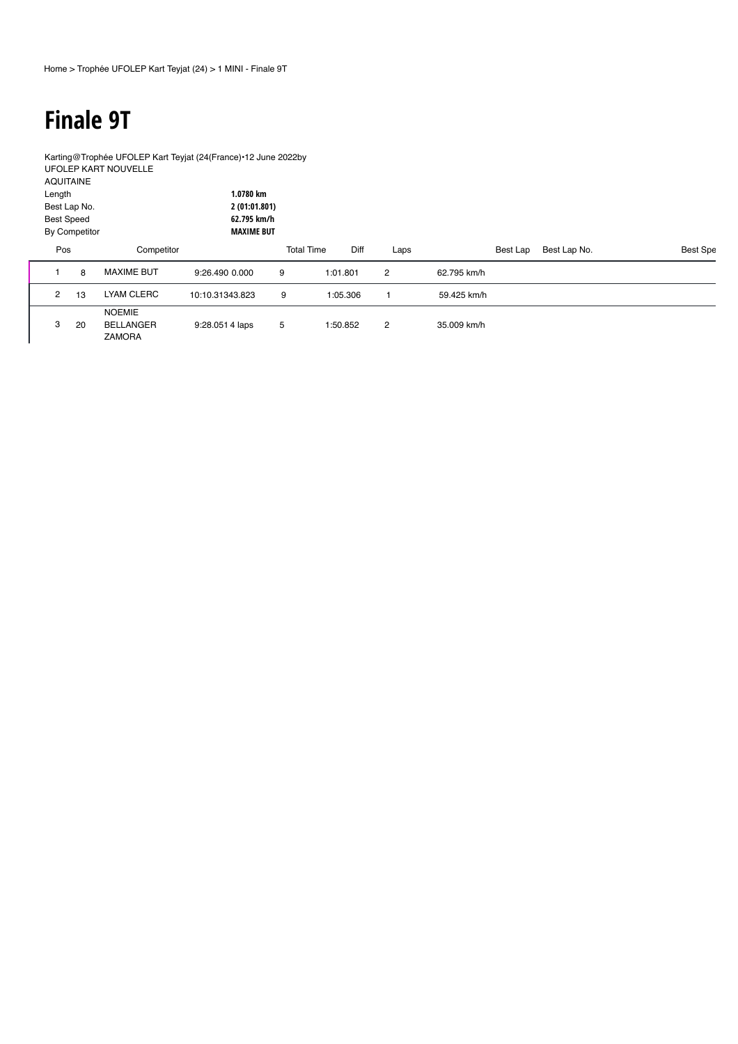Home > Trophée UFOLEP Kart Teyjat (24) > 1 MINI - Finale 9T

# Finale 9T

Karting@Trophée UFOLEP Kart Teyjat (24(France)•12 June 2022by
UFOLEP KART NOUVELLE
AQUITAINE

| | |
|---|---|
| Length | **1.0780 km** |
| Best Lap No. | **2 (01:01.801)** |
| Best Speed | **62.795 km/h** |
| By Competitor | **MAXIME BUT** |

| Pos | | Competitor | Total Time | Diff | Laps | Best Lap | Best Lap No. | Best Spe |
|---|---|---|---|---|---|---|---|---|
| 1 | 8 | MAXIME BUT | 9:26.490 | 0.000 | 9 | 1:01.801 | 2 | 62.795 km/h |
| 2 | 13 | LYAM CLERC | 10:10.313 | 43.823 | 9 | 1:05.306 | 1 | 59.425 km/h |
| 3 | 20 | NOEMIE BELLANGER ZAMORA | 9:28.051 | 4 laps | 5 | 1:50.852 | 2 | 35.009 km/h |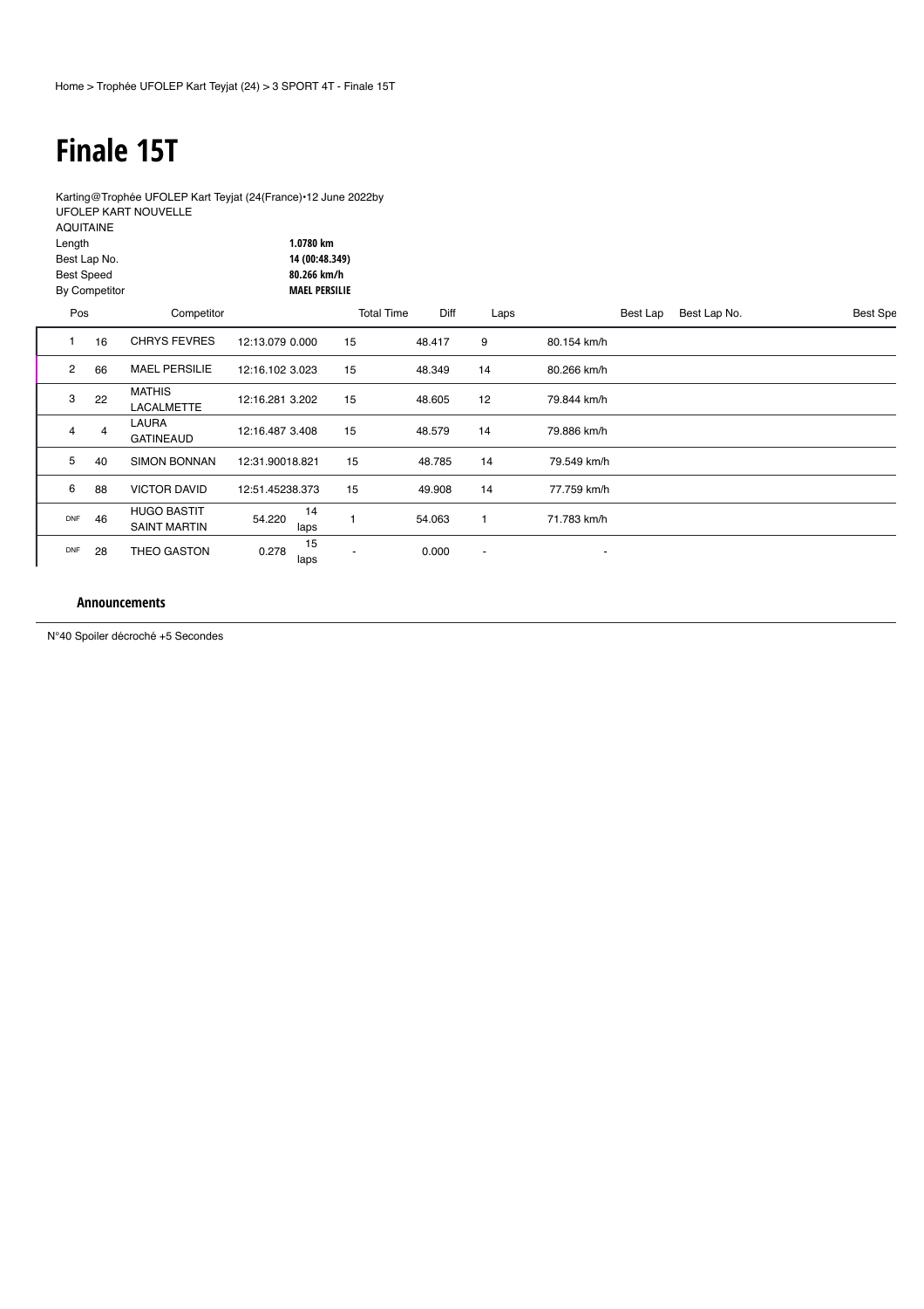Home > Trophée UFOLEP Kart Teyjat (24) > 3 SPORT 4T - Finale 15T

# Finale 15T

Karting@Trophée UFOLEP Kart Teyjat (24(France)•12 June 2022by UFOLEP KART NOUVELLE AQUITAINE

| | |
|---|---|
| Length | **1.0780 km** |
| Best Lap No. | **14 (00:48.349)** |
| Best Speed | **80.266 km/h** |
| By Competitor | **MAEL PERSILIE** |

| Pos | | Competitor | Total Time | Diff | Laps | Best Lap | Best Lap No. | Best Spe |
|---|---|---|---|---|---|---|---|---|
| 1 | 16 | CHRYS FEVRES | 12:13.079 | 0.000 | 15 | 48.417 | 9 | 80.154 km/h |
| 2 | 66 | MAEL PERSILIE | 12:16.102 | 3.023 | 15 | 48.349 | 14 | 80.266 km/h |
| 3 | 22 | MATHIS LACALMETTE | 12:16.281 | 3.202 | 15 | 48.605 | 12 | 79.844 km/h |
| 4 | 4 | LAURA GATINEAUD | 12:16.487 | 3.408 | 15 | 48.579 | 14 | 79.886 km/h |
| 5 | 40 | SIMON BONNAN | 12:31.900 | 18.821 | 15 | 48.785 | 14 | 79.549 km/h |
| 6 | 88 | VICTOR DAVID | 12:51.452 | 38.373 | 15 | 49.908 | 14 | 77.759 km/h |
| DNF | 46 | HUGO BASTIT SAINT MARTIN | 54.220 | 14 laps | 1 | 54.063 | 1 | 71.783 km/h |
| DNF | 28 | THEO GASTON | 0.278 | 15 laps | - | 0.000 | - | - |

**Announcements**

N°40 Spoiler décroché +5 Secondes